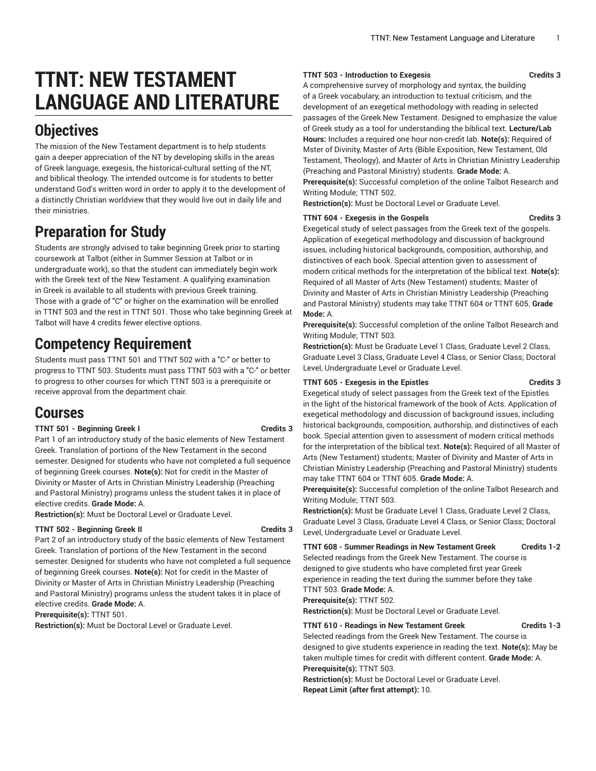# TTNT: NEW TESTAMENT LANGUAGE AND LITERATURE

## Objectives

The mission of the New Testament department is to help students gain a deeper appreciation of the NT by developing skills in the areas of Greek language, exegesis, the historical-cultural setting of the NT, and biblical theology. The intended outcome is for students to better understand God's written word in order to apply it to the development of a distinctly Christian worldview that they would live out in daily life and their ministries.

## Preparation for Study

Students are strongly advised to take beginning Greek prior to starting coursework at Talbot (either in Summer Session at Talbot or in undergraduate work), so that the student can immediately begin work with the Greek text of the New Testament. A qualifying examination in Greek is available to all students with previous Greek training. Those with a grade of "C" or higher on the examination will be enrolled in TTNT 503 and the rest in TTNT 501. Those who take beginning Greek at Talbot will have 4 credits fewer elective options.

## Competency Requirement

Students must pass TTNT 501 and TTNT 502 with a "C-" or better to progress to TTNT 503. Students must pass TTNT 503 with a "C-" or better to progress to other courses for which TTNT 503 is a prerequisite or receive approval from the department chair.

## Courses

**TTNT 501 - Beginning Greek I** **Credits 3**

Part 1 of an introductory study of the basic elements of New Testament Greek. Translation of portions of the New Testament in the second semester. Designed for students who have not completed a full sequence of beginning Greek courses. **Note(s):** Not for credit in the Master of Divinity or Master of Arts in Christian Ministry Leadership (Preaching and Pastoral Ministry) programs unless the student takes it in place of elective credits. **Grade Mode:** A.

**Restriction(s):** Must be Doctoral Level or Graduate Level.

**TTNT 502 - Beginning Greek II** **Credits 3**

Part 2 of an introductory study of the basic elements of New Testament Greek. Translation of portions of the New Testament in the second semester. Designed for students who have not completed a full sequence of beginning Greek courses. **Note(s):** Not for credit in the Master of Divinity or Master of Arts in Christian Ministry Leadership (Preaching and Pastoral Ministry) programs unless the student takes it in place of elective credits. **Grade Mode:** A.

**Prerequisite(s):** TTNT 501.

**Restriction(s):** Must be Doctoral Level or Graduate Level.

**TTNT 503 - Introduction to Exegesis** **Credits 3**

A comprehensive survey of morphology and syntax, the building of a Greek vocabulary, an introduction to textual criticism, and the development of an exegetical methodology with reading in selected passages of the Greek New Testament. Designed to emphasize the value of Greek study as a tool for understanding the biblical text. **Lecture/Lab Hours:** Includes a required one hour non-credit lab. **Note(s):** Required of Mster of Divinity, Master of Arts (Bible Exposition, New Testament, Old Testament, Theology), and Master of Arts in Christian Ministry Leadership (Preaching and Pastoral Ministry) students. **Grade Mode:** A.

**Prerequisite(s):** Successful completion of the online Talbot Research and Writing Module; TTNT 502.

**Restriction(s):** Must be Doctoral Level or Graduate Level.

**TTNT 604 - Exegesis in the Gospels** **Credits 3**

Exegetical study of select passages from the Greek text of the gospels. Application of exegetical methodology and discussion of background issues, including historical backgrounds, composition, authorship, and distinctives of each book. Special attention given to assessment of modern critical methods for the interpretation of the biblical text. **Note(s):** Required of all Master of Arts (New Testament) students; Master of Divinity and Master of Arts in Christian Ministry Leadership (Preaching and Pastoral Ministry) students may take TTNT 604 or TTNT 605. **Grade Mode:** A.

**Prerequisite(s):** Successful completion of the online Talbot Research and Writing Module; TTNT 503.

**Restriction(s):** Must be Graduate Level 1 Class, Graduate Level 2 Class, Graduate Level 3 Class, Graduate Level 4 Class, or Senior Class; Doctoral Level, Undergraduate Level or Graduate Level.

**TTNT 605 - Exegesis in the Epistles** **Credits 3**

Exegetical study of select passages from the Greek text of the Epistles in the light of the historical framework of the book of Acts. Application of exegetical methodology and discussion of background issues, including historical backgrounds, composition, authorship, and distinctives of each book. Special attention given to assessment of modern critical methods for the interpretation of the biblical text. **Note(s):** Required of all Master of Arts (New Testament) students; Master of Divinity and Master of Arts in Christian Ministry Leadership (Preaching and Pastoral Ministry) students may take TTNT 604 or TTNT 605. **Grade Mode:** A.

**Prerequisite(s):** Successful completion of the online Talbot Research and Writing Module; TTNT 503.

**Restriction(s):** Must be Graduate Level 1 Class, Graduate Level 2 Class, Graduate Level 3 Class, Graduate Level 4 Class, or Senior Class; Doctoral Level, Undergraduate Level or Graduate Level.

**TTNT 608 - Summer Readings in New Testament Greek** **Credits 1-2**

Selected readings from the Greek New Testament. The course is designed to give students who have completed first year Greek experience in reading the text during the summer before they take TTNT 503. **Grade Mode:** A.

**Prerequisite(s):** TTNT 502.

**Restriction(s):** Must be Doctoral Level or Graduate Level.

**TTNT 610 - Readings in New Testament Greek** **Credits 1-3**

Selected readings from the Greek New Testament. The course is designed to give students experience in reading the text. **Note(s):** May be taken multiple times for credit with different content. **Grade Mode:** A.

**Prerequisite(s):** TTNT 503.

**Restriction(s):** Must be Doctoral Level or Graduate Level.

**Repeat Limit (after first attempt):** 10.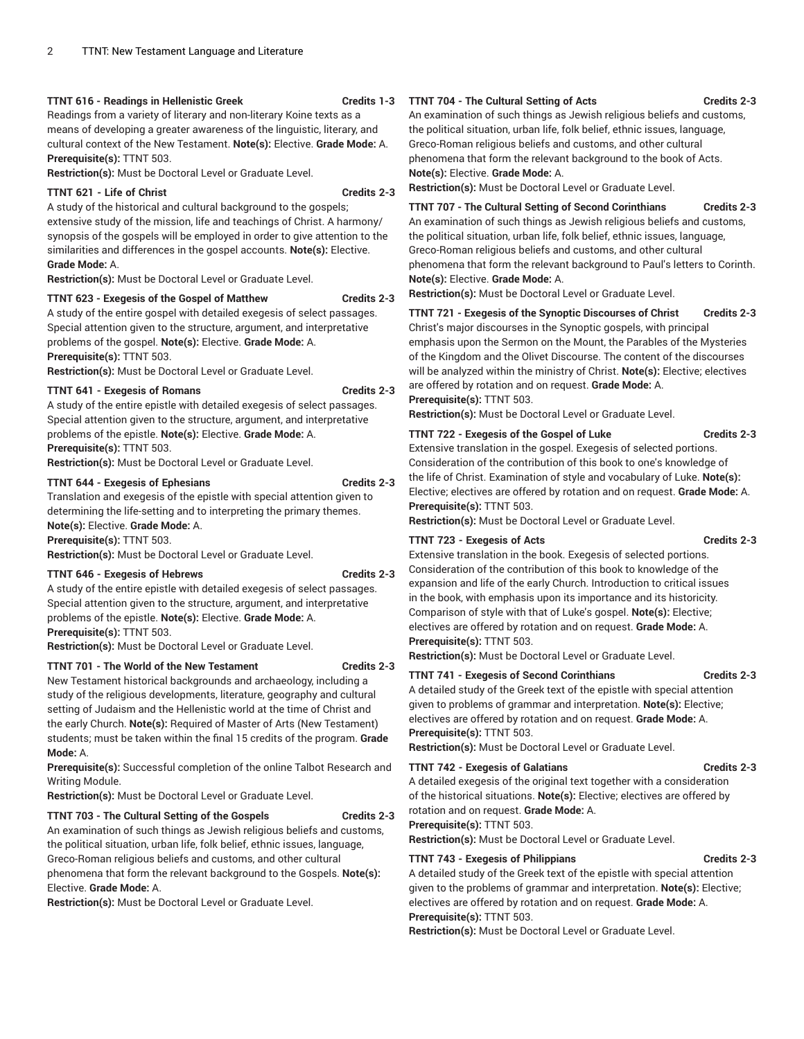**TTNT 616 - Readings in Hellenistic Greek** **Credits 1-3**

Readings from a variety of literary and non-literary Koine texts as a means of developing a greater awareness of the linguistic, literary, and cultural context of the New Testament. **Note(s):** Elective. **Grade Mode:** A.

**Prerequisite(s):** TTNT 503.

**Restriction(s):** Must be Doctoral Level or Graduate Level.

**TTNT 621 - Life of Christ** **Credits 2-3**

A study of the historical and cultural background to the gospels; extensive study of the mission, life and teachings of Christ. A harmony/synopsis of the gospels will be employed in order to give attention to the similarities and differences in the gospel accounts. **Note(s):** Elective. **Grade Mode:** A.

**Restriction(s):** Must be Doctoral Level or Graduate Level.

**TTNT 623 - Exegesis of the Gospel of Matthew** **Credits 2-3**

A study of the entire gospel with detailed exegesis of select passages. Special attention given to the structure, argument, and interpretative problems of the gospel. **Note(s):** Elective. **Grade Mode:** A.

**Prerequisite(s):** TTNT 503.

**Restriction(s):** Must be Doctoral Level or Graduate Level.

**TTNT 641 - Exegesis of Romans** **Credits 2-3**

A study of the entire epistle with detailed exegesis of select passages. Special attention given to the structure, argument, and interpretative problems of the epistle. **Note(s):** Elective. **Grade Mode:** A.

**Prerequisite(s):** TTNT 503.

**Restriction(s):** Must be Doctoral Level or Graduate Level.

**TTNT 644 - Exegesis of Ephesians** **Credits 2-3**

Translation and exegesis of the epistle with special attention given to determining the life-setting and to interpreting the primary themes. **Note(s):** Elective. **Grade Mode:** A.

**Prerequisite(s):** TTNT 503.

**Restriction(s):** Must be Doctoral Level or Graduate Level.

**TTNT 646 - Exegesis of Hebrews** **Credits 2-3**

A study of the entire epistle with detailed exegesis of select passages. Special attention given to the structure, argument, and interpretative problems of the epistle. **Note(s):** Elective. **Grade Mode:** A.

**Prerequisite(s):** TTNT 503.

**Restriction(s):** Must be Doctoral Level or Graduate Level.

**TTNT 701 - The World of the New Testament** **Credits 2-3**

New Testament historical backgrounds and archaeology, including a study of the religious developments, literature, geography and cultural setting of Judaism and the Hellenistic world at the time of Christ and the early Church. **Note(s):** Required of Master of Arts (New Testament) students; must be taken within the final 15 credits of the program. **Grade Mode:** A.

**Prerequisite(s):** Successful completion of the online Talbot Research and Writing Module.

**Restriction(s):** Must be Doctoral Level or Graduate Level.

**TTNT 703 - The Cultural Setting of the Gospels** **Credits 2-3**

An examination of such things as Jewish religious beliefs and customs, the political situation, urban life, folk belief, ethnic issues, language, Greco-Roman religious beliefs and customs, and other cultural phenomena that form the relevant background to the Gospels. **Note(s):** Elective. **Grade Mode:** A.

**Restriction(s):** Must be Doctoral Level or Graduate Level.

**TTNT 704 - The Cultural Setting of Acts** **Credits 2-3**

An examination of such things as Jewish religious beliefs and customs, the political situation, urban life, folk belief, ethnic issues, language, Greco-Roman religious beliefs and customs, and other cultural phenomena that form the relevant background to the book of Acts. **Note(s):** Elective. **Grade Mode:** A.

**Restriction(s):** Must be Doctoral Level or Graduate Level.

**TTNT 707 - The Cultural Setting of Second Corinthians** **Credits 2-3**

An examination of such things as Jewish religious beliefs and customs, the political situation, urban life, folk belief, ethnic issues, language, Greco-Roman religious beliefs and customs, and other cultural phenomena that form the relevant background to Paul's letters to Corinth. **Note(s):** Elective. **Grade Mode:** A.

**Restriction(s):** Must be Doctoral Level or Graduate Level.

**TTNT 721 - Exegesis of the Synoptic Discourses of Christ** **Credits 2-3**

Christ's major discourses in the Synoptic gospels, with principal emphasis upon the Sermon on the Mount, the Parables of the Mysteries of the Kingdom and the Olivet Discourse. The content of the discourses will be analyzed within the ministry of Christ. **Note(s):** Elective; electives are offered by rotation and on request. **Grade Mode:** A.

**Prerequisite(s):** TTNT 503.

**Restriction(s):** Must be Doctoral Level or Graduate Level.

**TTNT 722 - Exegesis of the Gospel of Luke** **Credits 2-3**

Extensive translation in the gospel. Exegesis of selected portions. Consideration of the contribution of this book to one's knowledge of the life of Christ. Examination of style and vocabulary of Luke. **Note(s):** Elective; electives are offered by rotation and on request. **Grade Mode:** A.

**Prerequisite(s):** TTNT 503.

**Restriction(s):** Must be Doctoral Level or Graduate Level.

**TTNT 723 - Exegesis of Acts** **Credits 2-3**

Extensive translation in the book. Exegesis of selected portions. Consideration of the contribution of this book to knowledge of the expansion and life of the early Church. Introduction to critical issues in the book, with emphasis upon its importance and its historicity. Comparison of style with that of Luke's gospel. **Note(s):** Elective; electives are offered by rotation and on request. **Grade Mode:** A.

**Prerequisite(s):** TTNT 503.

**Restriction(s):** Must be Doctoral Level or Graduate Level.

**TTNT 741 - Exegesis of Second Corinthians** **Credits 2-3**

A detailed study of the Greek text of the epistle with special attention given to problems of grammar and interpretation. **Note(s):** Elective; electives are offered by rotation and on request. **Grade Mode:** A.

**Prerequisite(s):** TTNT 503.

**Restriction(s):** Must be Doctoral Level or Graduate Level.

**TTNT 742 - Exegesis of Galatians** **Credits 2-3**

A detailed exegesis of the original text together with a consideration of the historical situations. **Note(s):** Elective; electives are offered by rotation and on request. **Grade Mode:** A.

**Prerequisite(s):** TTNT 503.

**Restriction(s):** Must be Doctoral Level or Graduate Level.

**TTNT 743 - Exegesis of Philippians** **Credits 2-3**

A detailed study of the Greek text of the epistle with special attention given to the problems of grammar and interpretation. **Note(s):** Elective; electives are offered by rotation and on request. **Grade Mode:** A.

**Prerequisite(s):** TTNT 503.

**Restriction(s):** Must be Doctoral Level or Graduate Level.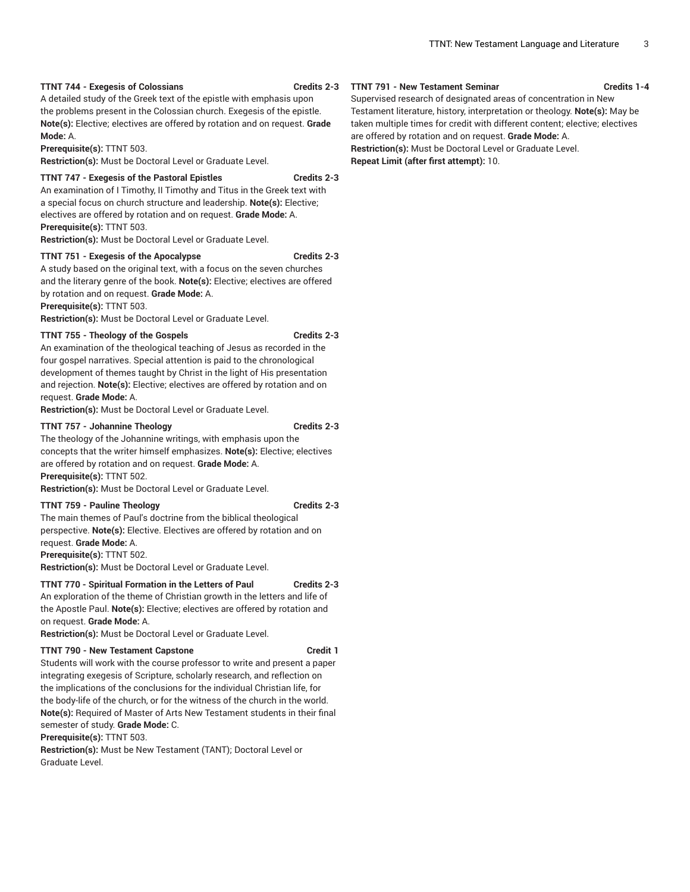**TTNT 744 - Exegesis of Colossians** **Credits 2-3**

A detailed study of the Greek text of the epistle with emphasis upon the problems present in the Colossian church. Exegesis of the epistle. **Note(s):** Elective; electives are offered by rotation and on request. **Grade Mode:** A.

**Prerequisite(s):** TTNT 503.

**Restriction(s):** Must be Doctoral Level or Graduate Level.

**TTNT 747 - Exegesis of the Pastoral Epistles** **Credits 2-3**

An examination of I Timothy, II Timothy and Titus in the Greek text with a special focus on church structure and leadership. **Note(s):** Elective; electives are offered by rotation and on request. **Grade Mode:** A.

**Prerequisite(s):** TTNT 503.

**Restriction(s):** Must be Doctoral Level or Graduate Level.

**TTNT 751 - Exegesis of the Apocalypse** **Credits 2-3**

A study based on the original text, with a focus on the seven churches and the literary genre of the book. **Note(s):** Elective; electives are offered by rotation and on request. **Grade Mode:** A.

**Prerequisite(s):** TTNT 503.

**Restriction(s):** Must be Doctoral Level or Graduate Level.

**TTNT 755 - Theology of the Gospels** **Credits 2-3**

An examination of the theological teaching of Jesus as recorded in the four gospel narratives. Special attention is paid to the chronological development of themes taught by Christ in the light of His presentation and rejection. **Note(s):** Elective; electives are offered by rotation and on request. **Grade Mode:** A.

**Restriction(s):** Must be Doctoral Level or Graduate Level.

**TTNT 757 - Johannine Theology** **Credits 2-3**

The theology of the Johannine writings, with emphasis upon the concepts that the writer himself emphasizes. **Note(s):** Elective; electives are offered by rotation and on request. **Grade Mode:** A.

**Prerequisite(s):** TTNT 502.

**Restriction(s):** Must be Doctoral Level or Graduate Level.

**TTNT 759 - Pauline Theology** **Credits 2-3**

The main themes of Paul's doctrine from the biblical theological perspective. **Note(s):** Elective. Electives are offered by rotation and on request. **Grade Mode:** A.

**Prerequisite(s):** TTNT 502.

**Restriction(s):** Must be Doctoral Level or Graduate Level.

**TTNT 770 - Spiritual Formation in the Letters of Paul** **Credits 2-3**

An exploration of the theme of Christian growth in the letters and life of the Apostle Paul. **Note(s):** Elective; electives are offered by rotation and on request. **Grade Mode:** A.

**Restriction(s):** Must be Doctoral Level or Graduate Level.

**TTNT 790 - New Testament Capstone** **Credit 1**

Students will work with the course professor to write and present a paper integrating exegesis of Scripture, scholarly research, and reflection on the implications of the conclusions for the individual Christian life, for the body-life of the church, or for the witness of the church in the world. **Note(s):** Required of Master of Arts New Testament students in their final semester of study. **Grade Mode:** C.

**Prerequisite(s):** TTNT 503.

**Restriction(s):** Must be New Testament (TANT); Doctoral Level or Graduate Level.

**TTNT 791 - New Testament Seminar** **Credits 1-4**

Supervised research of designated areas of concentration in New Testament literature, history, interpretation or theology. **Note(s):** May be taken multiple times for credit with different content; elective; electives are offered by rotation and on request. **Grade Mode:** A.

**Restriction(s):** Must be Doctoral Level or Graduate Level.

**Repeat Limit (after first attempt):** 10.